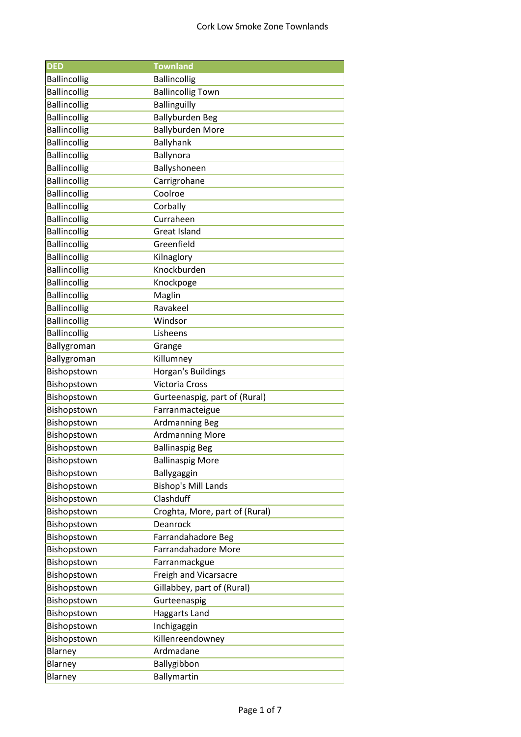# Cork Low Smoke Zone Townlands

| DED | Townland |
|---|---|
| Ballincollig | Ballincollig |
| Ballincollig | Ballincollig Town |
| Ballincollig | Ballinguilly |
| Ballincollig | Ballyburden Beg |
| Ballincollig | Ballyburden More |
| Ballincollig | Ballyhank |
| Ballincollig | Ballynora |
| Ballincollig | Ballyshoneen |
| Ballincollig | Carrigrohane |
| Ballincollig | Coolroe |
| Ballincollig | Corbally |
| Ballincollig | Curraheen |
| Ballincollig | Great Island |
| Ballincollig | Greenfield |
| Ballincollig | Kilnaglory |
| Ballincollig | Knockburden |
| Ballincollig | Knockpoge |
| Ballincollig | Maglin |
| Ballincollig | Ravakeel |
| Ballincollig | Windsor |
| Ballincollig | Lisheens |
| Ballygroman | Grange |
| Ballygroman | Killumney |
| Bishopstown | Horgan's Buildings |
| Bishopstown | Victoria Cross |
| Bishopstown | Gurteenaspig, part of (Rural) |
| Bishopstown | Farranmacteigue |
| Bishopstown | Ardmanning Beg |
| Bishopstown | Ardmanning More |
| Bishopstown | Ballinaspig Beg |
| Bishopstown | Ballinaspig More |
| Bishopstown | Ballygaggin |
| Bishopstown | Bishop's Mill Lands |
| Bishopstown | Clashduff |
| Bishopstown | Croghta, More, part of (Rural) |
| Bishopstown | Deanrock |
| Bishopstown | Farrandahadore Beg |
| Bishopstown | Farrandahadore More |
| Bishopstown | Farranmackgue |
| Bishopstown | Freigh and Vicarsacre |
| Bishopstown | Gillabbey, part of (Rural) |
| Bishopstown | Gurteenaspig |
| Bishopstown | Haggarts Land |
| Bishopstown | Inchigaggin |
| Bishopstown | Killenreendowney |
| Blarney | Ardmadane |
| Blarney | Ballygibbon |
| Blarney | Ballymartin |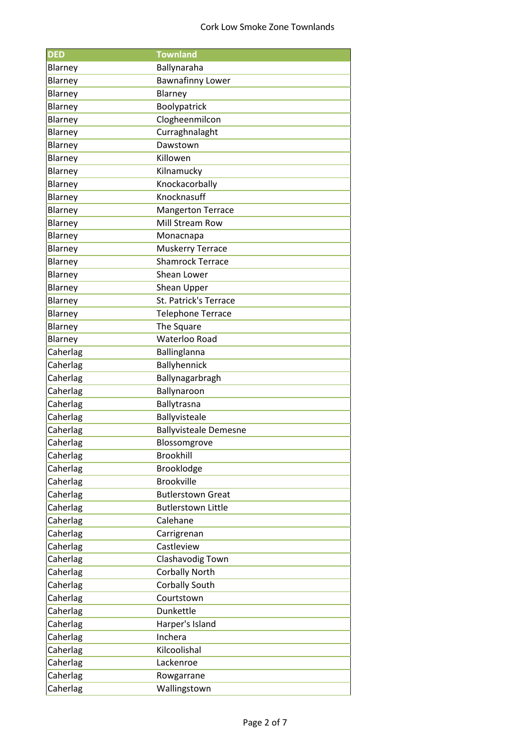Cork Low Smoke Zone Townlands

| DED | Townland |
|---|---|
| Blarney | Ballynaraha |
| Blarney | Bawnafinny Lower |
| Blarney | Blarney |
| Blarney | Boolypatrick |
| Blarney | Clogheenmilcon |
| Blarney | Curraghnalaght |
| Blarney | Dawstown |
| Blarney | Killowen |
| Blarney | Kilnamucky |
| Blarney | Knockacorbally |
| Blarney | Knocknasuff |
| Blarney | Mangerton Terrace |
| Blarney | Mill Stream Row |
| Blarney | Monacnapa |
| Blarney | Muskerry Terrace |
| Blarney | Shamrock Terrace |
| Blarney | Shean Lower |
| Blarney | Shean Upper |
| Blarney | St. Patrick's Terrace |
| Blarney | Telephone Terrace |
| Blarney | The Square |
| Blarney | Waterloo Road |
| Caherlag | Ballinglanna |
| Caherlag | Ballyhennick |
| Caherlag | Ballynagarbragh |
| Caherlag | Ballynaroon |
| Caherlag | Ballytrasna |
| Caherlag | Ballyvisteale |
| Caherlag | Ballyvisteale Demesne |
| Caherlag | Blossomgrove |
| Caherlag | Brookhill |
| Caherlag | Brooklodge |
| Caherlag | Brookville |
| Caherlag | Butlerstown Great |
| Caherlag | Butlerstown Little |
| Caherlag | Calehane |
| Caherlag | Carrigrenan |
| Caherlag | Castleview |
| Caherlag | Clashavodig Town |
| Caherlag | Corbally North |
| Caherlag | Corbally South |
| Caherlag | Courtstown |
| Caherlag | Dunkettle |
| Caherlag | Harper's Island |
| Caherlag | Inchera |
| Caherlag | Kilcoolishal |
| Caherlag | Lackenroe |
| Caherlag | Rowgarrane |
| Caherlag | Wallingstown |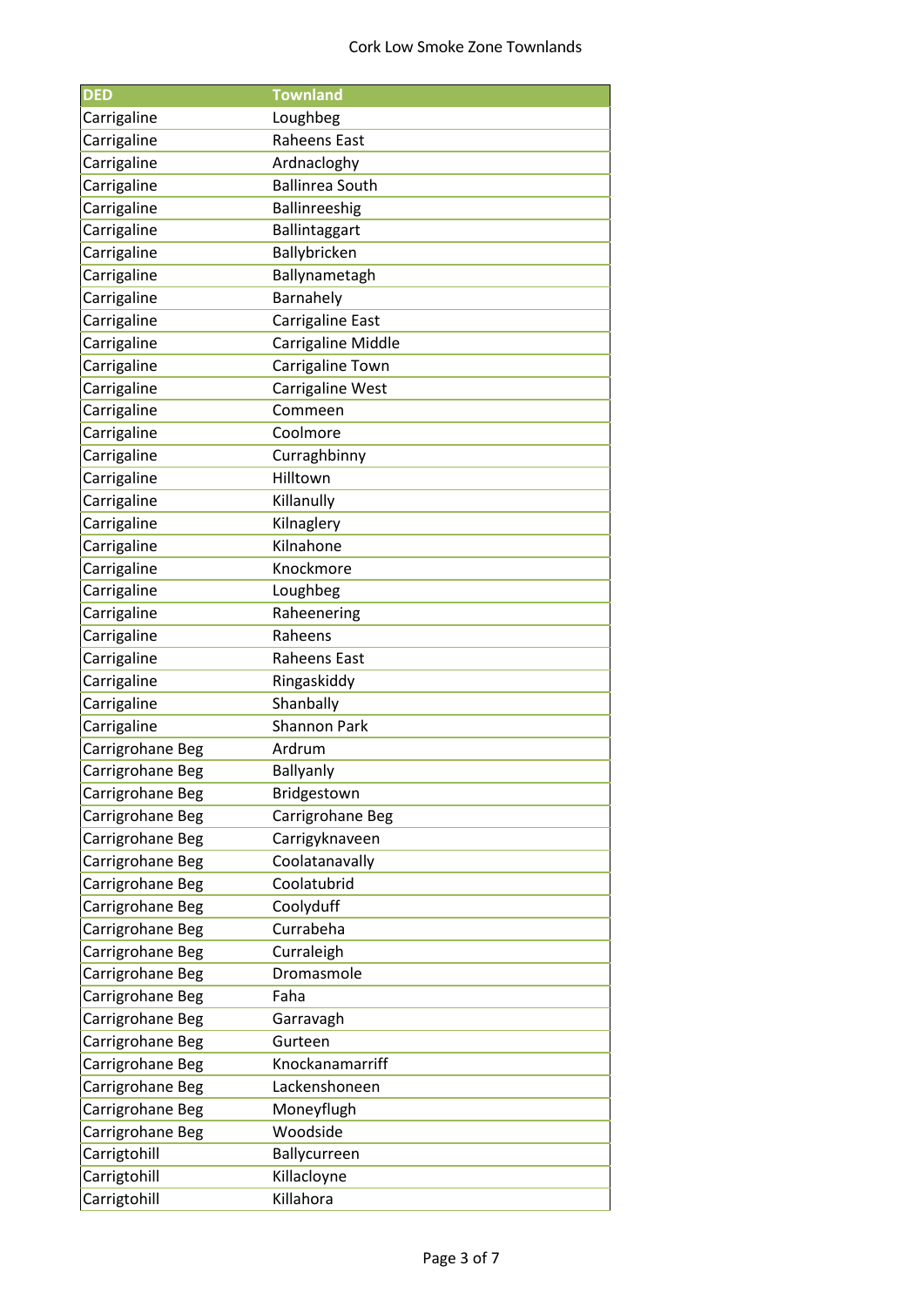Cork Low Smoke Zone Townlands

| DED | Townland |
| --- | --- |
| Carrigaline | Loughbeg |
| Carrigaline | Raheens East |
| Carrigaline | Ardnacloghy |
| Carrigaline | Ballinrea South |
| Carrigaline | Ballinreeshig |
| Carrigaline | Ballintaggart |
| Carrigaline | Ballybricken |
| Carrigaline | Ballynametagh |
| Carrigaline | Barnahely |
| Carrigaline | Carrigaline East |
| Carrigaline | Carrigaline Middle |
| Carrigaline | Carrigaline Town |
| Carrigaline | Carrigaline West |
| Carrigaline | Commeen |
| Carrigaline | Coolmore |
| Carrigaline | Curraghbinny |
| Carrigaline | Hilltown |
| Carrigaline | Killanully |
| Carrigaline | Kilnaglery |
| Carrigaline | Kilnahone |
| Carrigaline | Knockmore |
| Carrigaline | Loughbeg |
| Carrigaline | Raheenering |
| Carrigaline | Raheens |
| Carrigaline | Raheens East |
| Carrigaline | Ringaskiddy |
| Carrigaline | Shanbally |
| Carrigaline | Shannon Park |
| Carrigrohane Beg | Ardrum |
| Carrigrohane Beg | Ballyanly |
| Carrigrohane Beg | Bridgestown |
| Carrigrohane Beg | Carrigrohane Beg |
| Carrigrohane Beg | Carrigyknaveen |
| Carrigrohane Beg | Coolatanavally |
| Carrigrohane Beg | Coolatubrid |
| Carrigrohane Beg | Coolyduff |
| Carrigrohane Beg | Currabeha |
| Carrigrohane Beg | Curraleigh |
| Carrigrohane Beg | Dromasmole |
| Carrigrohane Beg | Faha |
| Carrigrohane Beg | Garravagh |
| Carrigrohane Beg | Gurteen |
| Carrigrohane Beg | Knockanamarriff |
| Carrigrohane Beg | Lackenshoneen |
| Carrigrohane Beg | Moneyflugh |
| Carrigrohane Beg | Woodside |
| Carrigtohill | Ballycurreen |
| Carrigtohill | Killacloyne |
| Carrigtohill | Killahora |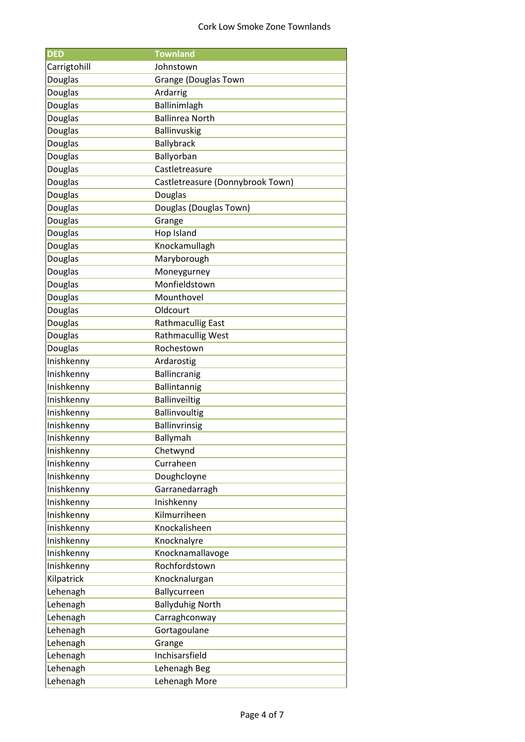Cork Low Smoke Zone Townlands

| DED | Townland |
| --- | --- |
| Carrigtohill | Johnstown |
| Douglas | Grange (Douglas Town |
| Douglas | Ardarrig |
| Douglas | Ballinimlagh |
| Douglas | Ballinrea North |
| Douglas | Ballinvuskig |
| Douglas | Ballybrack |
| Douglas | Ballyorban |
| Douglas | Castletreasure |
| Douglas | Castletreasure (Donnybrook Town) |
| Douglas | Douglas |
| Douglas | Douglas (Douglas Town) |
| Douglas | Grange |
| Douglas | Hop Island |
| Douglas | Knockamullagh |
| Douglas | Maryborough |
| Douglas | Moneygurney |
| Douglas | Monfieldstown |
| Douglas | Mounthovel |
| Douglas | Oldcourt |
| Douglas | Rathmacullig East |
| Douglas | Rathmacullig West |
| Douglas | Rochestown |
| Inishkenny | Ardarostig |
| Inishkenny | Ballincranig |
| Inishkenny | Ballintannig |
| Inishkenny | Ballinveiltig |
| Inishkenny | Ballinvoultig |
| Inishkenny | Ballinvrinsig |
| Inishkenny | Ballymah |
| Inishkenny | Chetwynd |
| Inishkenny | Curraheen |
| Inishkenny | Doughcloyne |
| Inishkenny | Garranedarragh |
| Inishkenny | Inishkenny |
| Inishkenny | Kilmurriheen |
| Inishkenny | Knockalisheen |
| Inishkenny | Knocknalyre |
| Inishkenny | Knocknamallavoge |
| Inishkenny | Rochfordstown |
| Kilpatrick | Knocknalurgan |
| Lehenagh | Ballycurreen |
| Lehenagh | Ballyduhig North |
| Lehenagh | Carraghconway |
| Lehenagh | Gortagoulane |
| Lehenagh | Grange |
| Lehenagh | Inchisarsfield |
| Lehenagh | Lehenagh Beg |
| Lehenagh | Lehenagh More |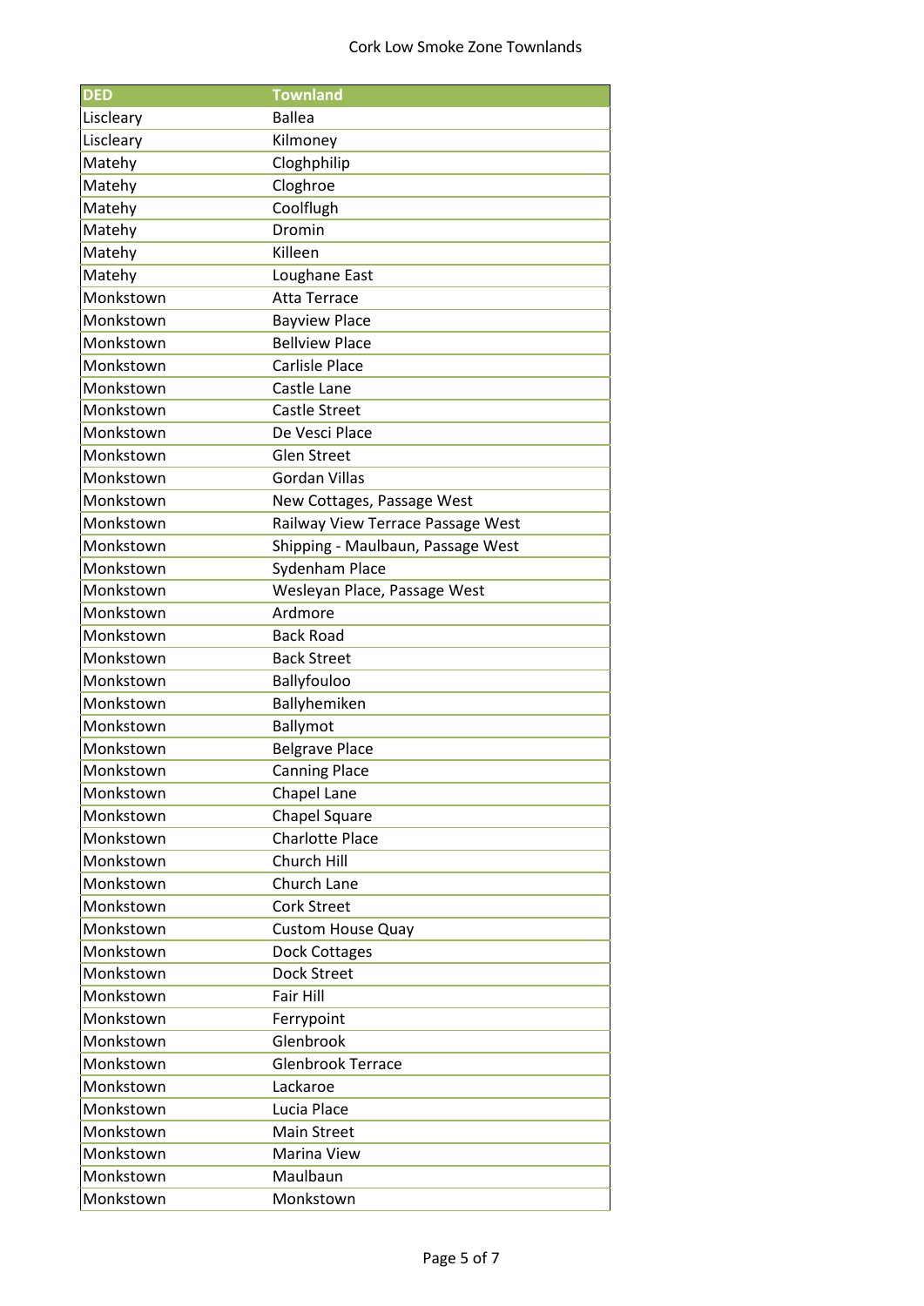Cork Low Smoke Zone Townlands

| DED | Townland |
|---|---|
| Liscleary | Ballea |
| Liscleary | Kilmoney |
| Matehy | Cloghphilip |
| Matehy | Cloghroe |
| Matehy | Coolflugh |
| Matehy | Dromin |
| Matehy | Killeen |
| Matehy | Loughane East |
| Monkstown | Atta Terrace |
| Monkstown | Bayview Place |
| Monkstown | Bellview Place |
| Monkstown | Carlisle Place |
| Monkstown | Castle Lane |
| Monkstown | Castle Street |
| Monkstown | De Vesci Place |
| Monkstown | Glen Street |
| Monkstown | Gordan Villas |
| Monkstown | New Cottages, Passage West |
| Monkstown | Railway View Terrace Passage West |
| Monkstown | Shipping - Maulbaun, Passage West |
| Monkstown | Sydenham Place |
| Monkstown | Wesleyan Place, Passage West |
| Monkstown | Ardmore |
| Monkstown | Back Road |
| Monkstown | Back Street |
| Monkstown | Ballyfouloo |
| Monkstown | Ballyhemiken |
| Monkstown | Ballymot |
| Monkstown | Belgrave Place |
| Monkstown | Canning Place |
| Monkstown | Chapel Lane |
| Monkstown | Chapel Square |
| Monkstown | Charlotte Place |
| Monkstown | Church Hill |
| Monkstown | Church Lane |
| Monkstown | Cork Street |
| Monkstown | Custom House Quay |
| Monkstown | Dock Cottages |
| Monkstown | Dock Street |
| Monkstown | Fair Hill |
| Monkstown | Ferrypoint |
| Monkstown | Glenbrook |
| Monkstown | Glenbrook Terrace |
| Monkstown | Lackaroe |
| Monkstown | Lucia Place |
| Monkstown | Main Street |
| Monkstown | Marina View |
| Monkstown | Maulbaun |
| Monkstown | Monkstown |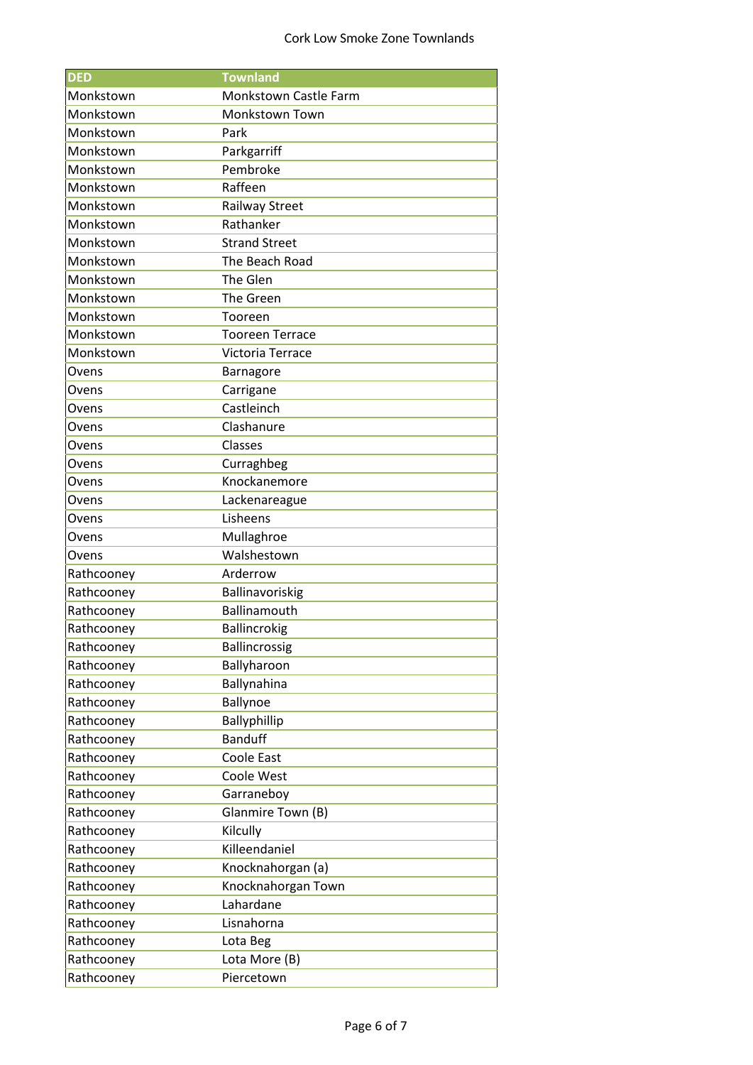| DED | Townland |
| --- | --- |
| Monkstown | Monkstown Castle Farm |
| Monkstown | Monkstown Town |
| Monkstown | Park |
| Monkstown | Parkgarriff |
| Monkstown | Pembroke |
| Monkstown | Raffeen |
| Monkstown | Railway Street |
| Monkstown | Rathanker |
| Monkstown | Strand Street |
| Monkstown | The Beach Road |
| Monkstown | The Glen |
| Monkstown | The Green |
| Monkstown | Tooreen |
| Monkstown | Tooreen Terrace |
| Monkstown | Victoria Terrace |
| Ovens | Barnagore |
| Ovens | Carrigane |
| Ovens | Castleinch |
| Ovens | Clashanure |
| Ovens | Classes |
| Ovens | Curraghbeg |
| Ovens | Knockanemore |
| Ovens | Lackenareague |
| Ovens | Lisheens |
| Ovens | Mullaghroe |
| Ovens | Walshestown |
| Rathcooney | Arderrow |
| Rathcooney | Ballinavoriskig |
| Rathcooney | Ballinamouth |
| Rathcooney | Ballincrokig |
| Rathcooney | Ballincrossig |
| Rathcooney | Ballyharoon |
| Rathcooney | Ballynahina |
| Rathcooney | Ballynoe |
| Rathcooney | Ballyphillip |
| Rathcooney | Banduff |
| Rathcooney | Coole East |
| Rathcooney | Coole West |
| Rathcooney | Garraneboy |
| Rathcooney | Glanmire Town (B) |
| Rathcooney | Kilcully |
| Rathcooney | Killeendaniel |
| Rathcooney | Knocknahorgan (a) |
| Rathcooney | Knocknahorgan Town |
| Rathcooney | Lahardane |
| Rathcooney | Lisnahorna |
| Rathcooney | Lota Beg |
| Rathcooney | Lota More (B) |
| Rathcooney | Piercetown |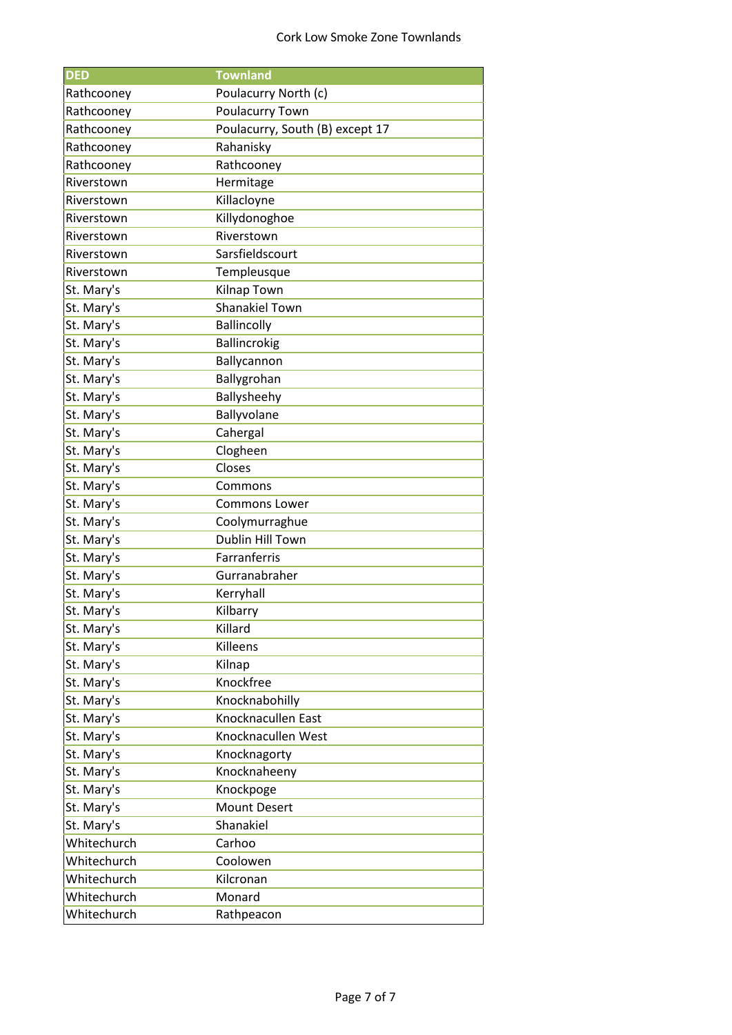Cork Low Smoke Zone Townlands

| DED | Townland |
|---|---|
| Rathcooney | Poulacurry North (c) |
| Rathcooney | Poulacurry Town |
| Rathcooney | Poulacurry, South (B) except 17 |
| Rathcooney | Rahanisky |
| Rathcooney | Rathcooney |
| Riverstown | Hermitage |
| Riverstown | Killacloyne |
| Riverstown | Killydonoghoe |
| Riverstown | Riverstown |
| Riverstown | Sarsfieldscourt |
| Riverstown | Templeusque |
| St. Mary's | Kilnap Town |
| St. Mary's | Shanakiel Town |
| St. Mary's | Ballincolly |
| St. Mary's | Ballincrokig |
| St. Mary's | Ballycannon |
| St. Mary's | Ballygrohan |
| St. Mary's | Ballysheehy |
| St. Mary's | Ballyvolane |
| St. Mary's | Cahergal |
| St. Mary's | Clogheen |
| St. Mary's | Closes |
| St. Mary's | Commons |
| St. Mary's | Commons Lower |
| St. Mary's | Coolymurraghue |
| St. Mary's | Dublin Hill Town |
| St. Mary's | Farranferris |
| St. Mary's | Gurranabraher |
| St. Mary's | Kerryhall |
| St. Mary's | Kilbarry |
| St. Mary's | Killard |
| St. Mary's | Killeens |
| St. Mary's | Kilnap |
| St. Mary's | Knockfree |
| St. Mary's | Knocknabohilly |
| St. Mary's | Knocknacullen East |
| St. Mary's | Knocknacullen West |
| St. Mary's | Knocknagorty |
| St. Mary's | Knocknaheeny |
| St. Mary's | Knockpoge |
| St. Mary's | Mount Desert |
| St. Mary's | Shanakiel |
| Whitechurch | Carhoo |
| Whitechurch | Coolowen |
| Whitechurch | Kilcronan |
| Whitechurch | Monard |
| Whitechurch | Rathpeacon |